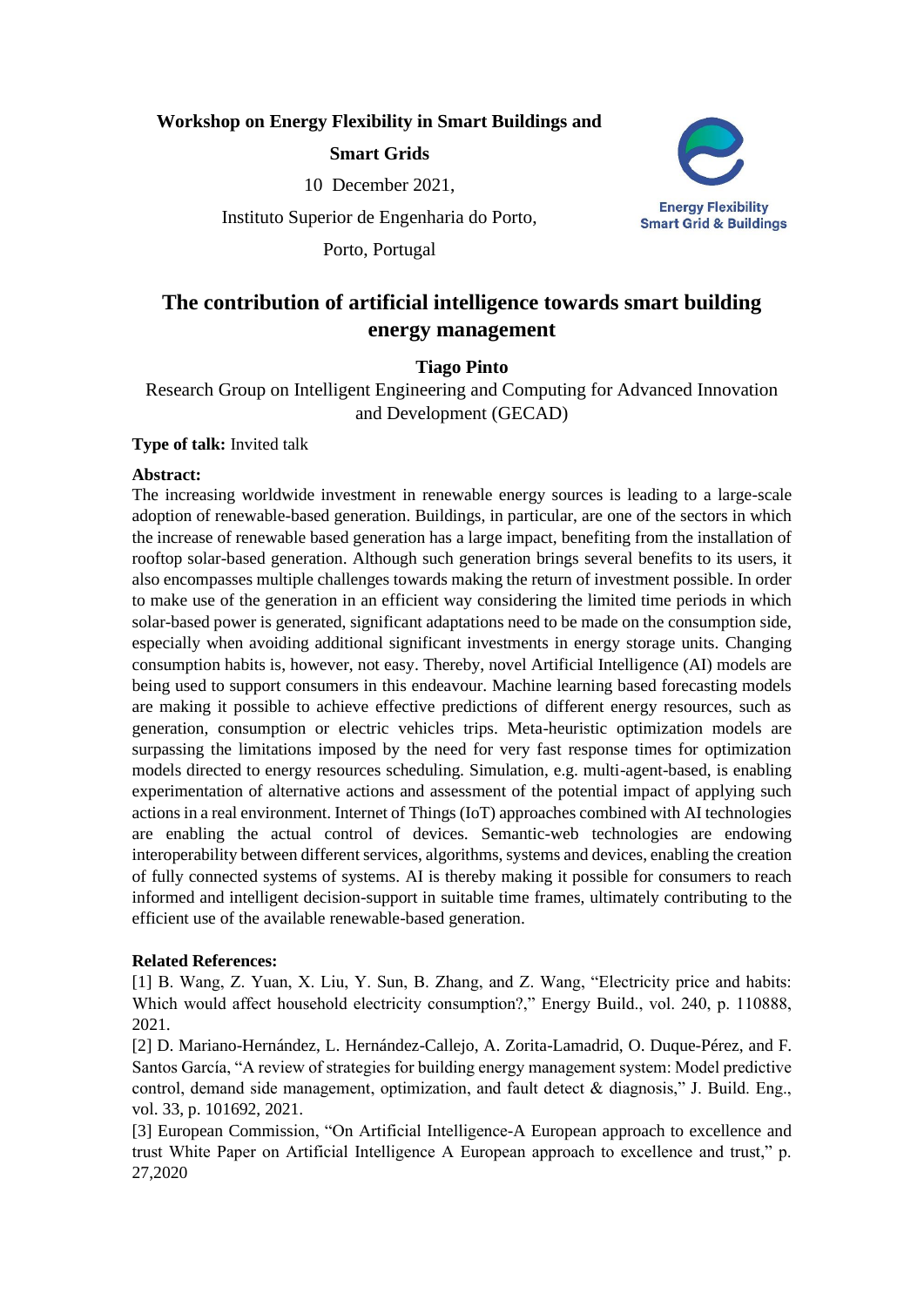**Workshop on Energy Flexibility in Smart Buildings and Smart Grids**

10 December 2021,

Instituto Superior de Engenharia do Porto,

Porto, Portugal

Energy Flexibility
Smart Grid & Buildings

# The contribution of artificial intelligence towards smart building energy management

**Tiago Pinto**

Research Group on Intelligent Engineering and Computing for Advanced Innovation and Development (GECAD)

**Type of talk:** Invited talk

**Abstract:**

The increasing worldwide investment in renewable energy sources is leading to a large-scale adoption of renewable-based generation. Buildings, in particular, are one of the sectors in which the increase of renewable based generation has a large impact, benefiting from the installation of rooftop solar-based generation. Although such generation brings several benefits to its users, it also encompasses multiple challenges towards making the return of investment possible. In order to make use of the generation in an efficient way considering the limited time periods in which solar-based power is generated, significant adaptations need to be made on the consumption side, especially when avoiding additional significant investments in energy storage units. Changing consumption habits is, however, not easy. Thereby, novel Artificial Intelligence (AI) models are being used to support consumers in this endeavour. Machine learning based forecasting models are making it possible to achieve effective predictions of different energy resources, such as generation, consumption or electric vehicles trips. Meta-heuristic optimization models are surpassing the limitations imposed by the need for very fast response times for optimization models directed to energy resources scheduling. Simulation, e.g. multi-agent-based, is enabling experimentation of alternative actions and assessment of the potential impact of applying such actions in a real environment. Internet of Things (IoT) approaches combined with AI technologies are enabling the actual control of devices. Semantic-web technologies are endowing interoperability between different services, algorithms, systems and devices, enabling the creation of fully connected systems of systems. AI is thereby making it possible for consumers to reach informed and intelligent decision-support in suitable time frames, ultimately contributing to the efficient use of the available renewable-based generation.

**Related References:**

[1] B. Wang, Z. Yuan, X. Liu, Y. Sun, B. Zhang, and Z. Wang, "Electricity price and habits: Which would affect household electricity consumption?," Energy Build., vol. 240, p. 110888, 2021.

[2] D. Mariano-Hernández, L. Hernández-Callejo, A. Zorita-Lamadrid, O. Duque-Pérez, and F. Santos García, "A review of strategies for building energy management system: Model predictive control, demand side management, optimization, and fault detect & diagnosis," J. Build. Eng., vol. 33, p. 101692, 2021.

[3] European Commission, "On Artificial Intelligence-A European approach to excellence and trust White Paper on Artificial Intelligence A European approach to excellence and trust," p. 27,2020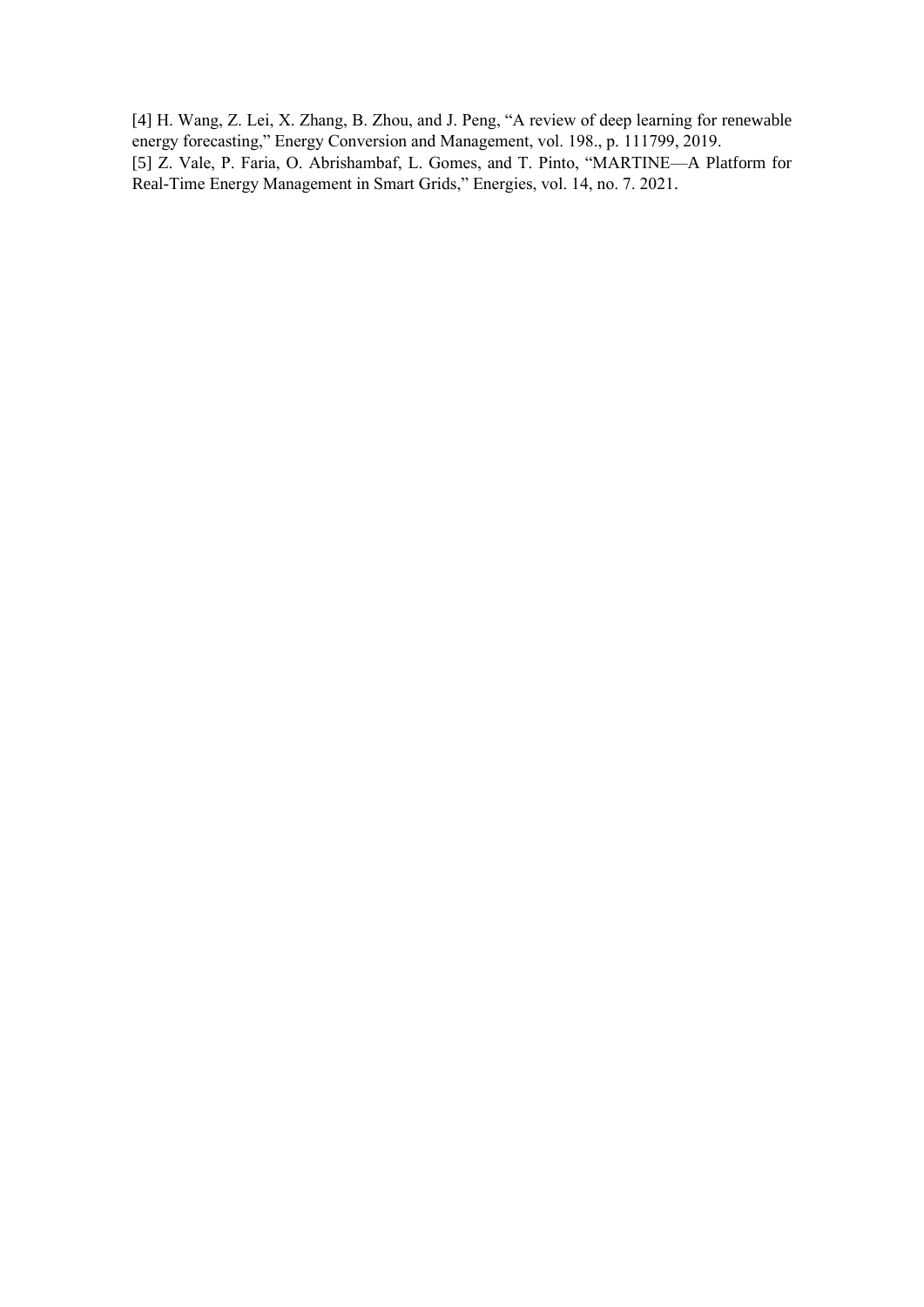[4] H. Wang, Z. Lei, X. Zhang, B. Zhou, and J. Peng, "A review of deep learning for renewable energy forecasting," Energy Conversion and Management, vol. 198., p. 111799, 2019.

[5] Z. Vale, P. Faria, O. Abrishambaf, L. Gomes, and T. Pinto, "MARTINE—A Platform for Real-Time Energy Management in Smart Grids," Energies, vol. 14, no. 7. 2021.